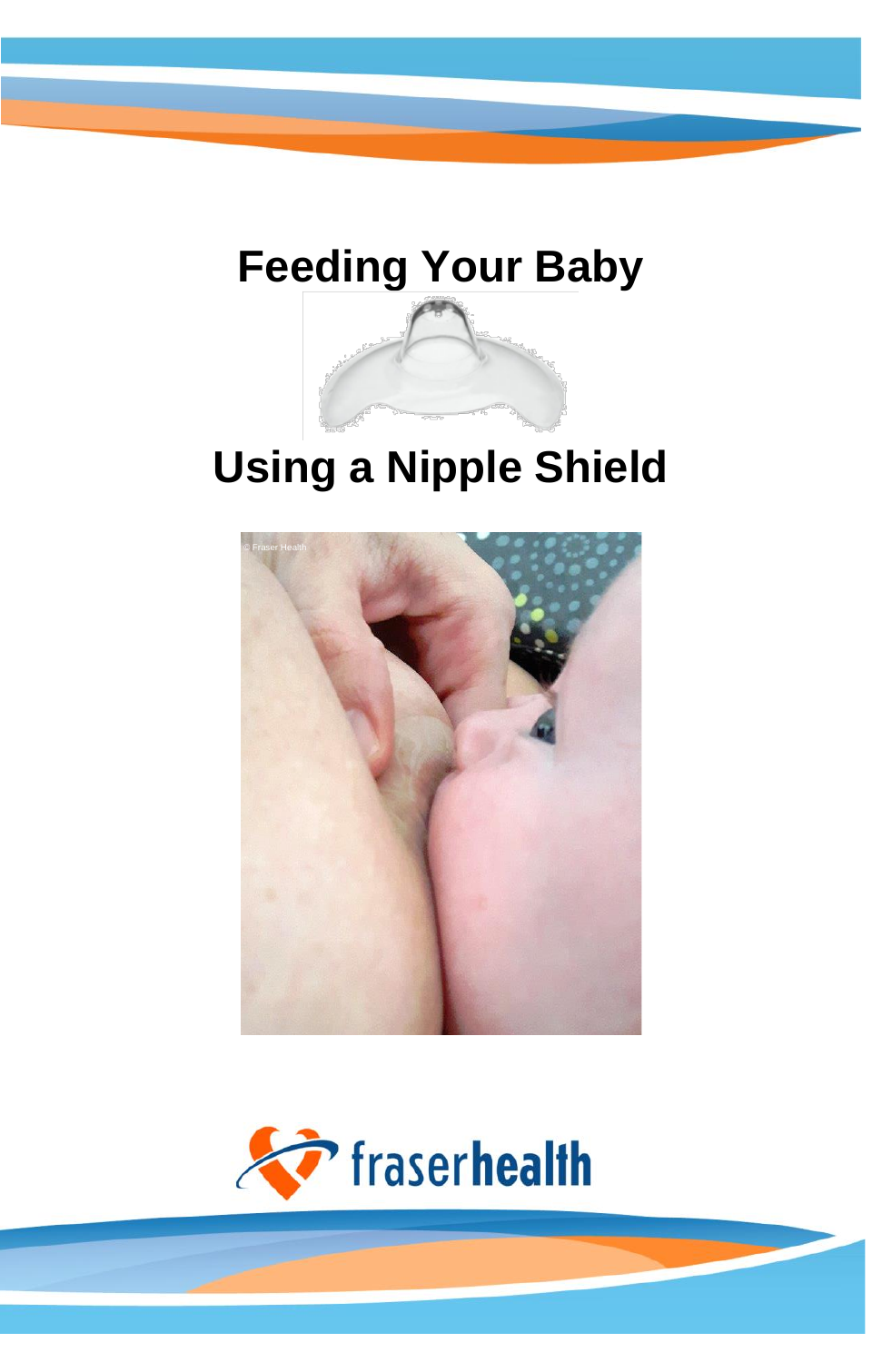# Feeding Your Baby

# Using a Nipple Shield

fraserhealth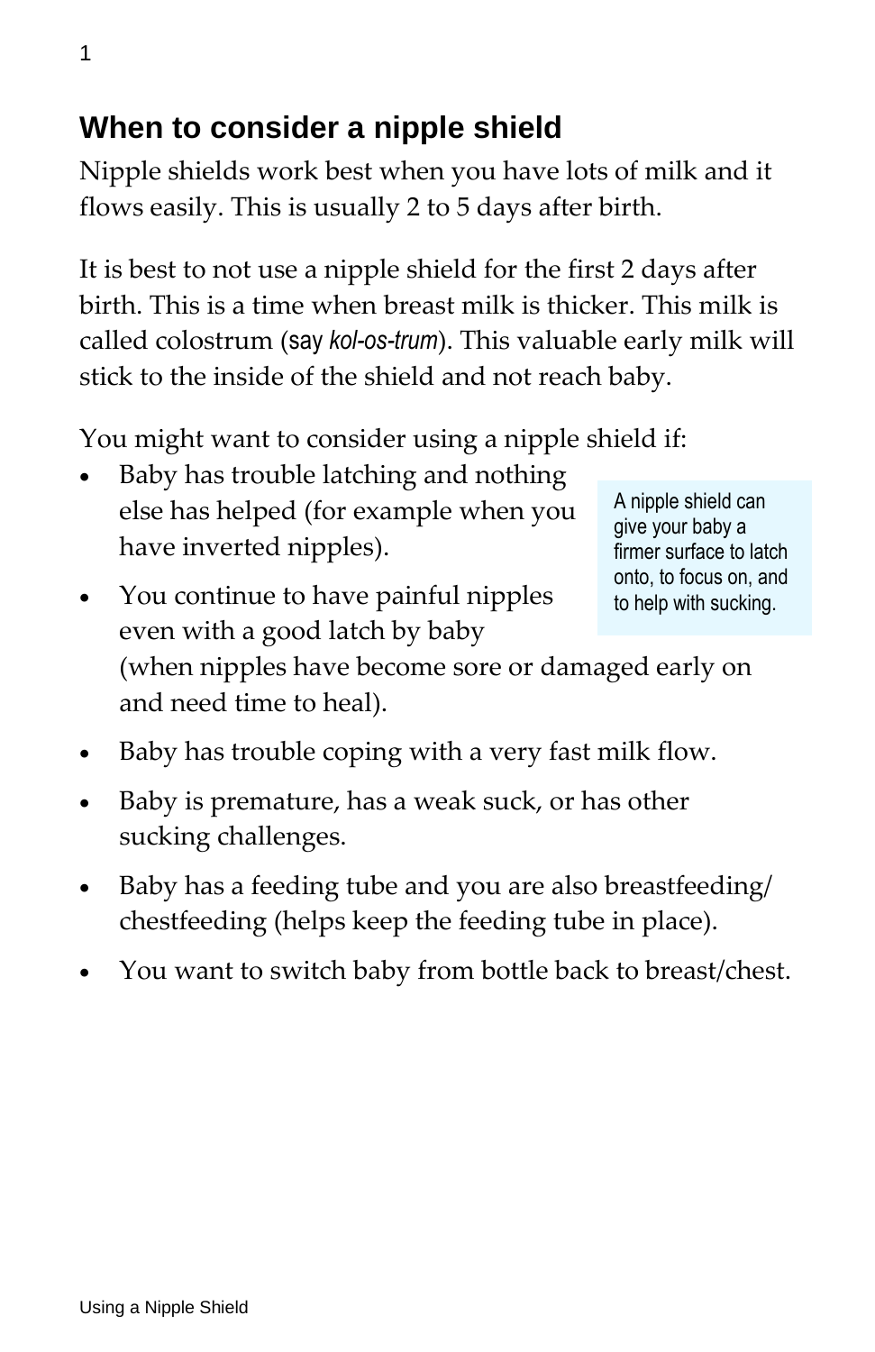## When to consider a nipple shield

Nipple shields work best when you have lots of milk and it flows easily. This is usually 2 to 5 days after birth.

It is best to not use a nipple shield for the first 2 days after birth. This is a time when breast milk is thicker. This milk is called colostrum (say *kol-os-trum*). This valuable early milk will stick to the inside of the shield and not reach baby.

You might want to consider using a nipple shield if:

- Baby has trouble latching and nothing else has helped (for example when you have inverted nipples).
- You continue to have painful nipples even with a good latch by baby (when nipples have become sore or damaged early on and need time to heal).
- Baby has trouble coping with a very fast milk flow.
- Baby is premature, has a weak suck, or has other sucking challenges.
- Baby has a feeding tube and you are also breastfeeding/chestfeeding (helps keep the feeding tube in place).
- You want to switch baby from bottle back to breast/chest.

A nipple shield can give your baby a firmer surface to latch onto, to focus on, and to help with sucking.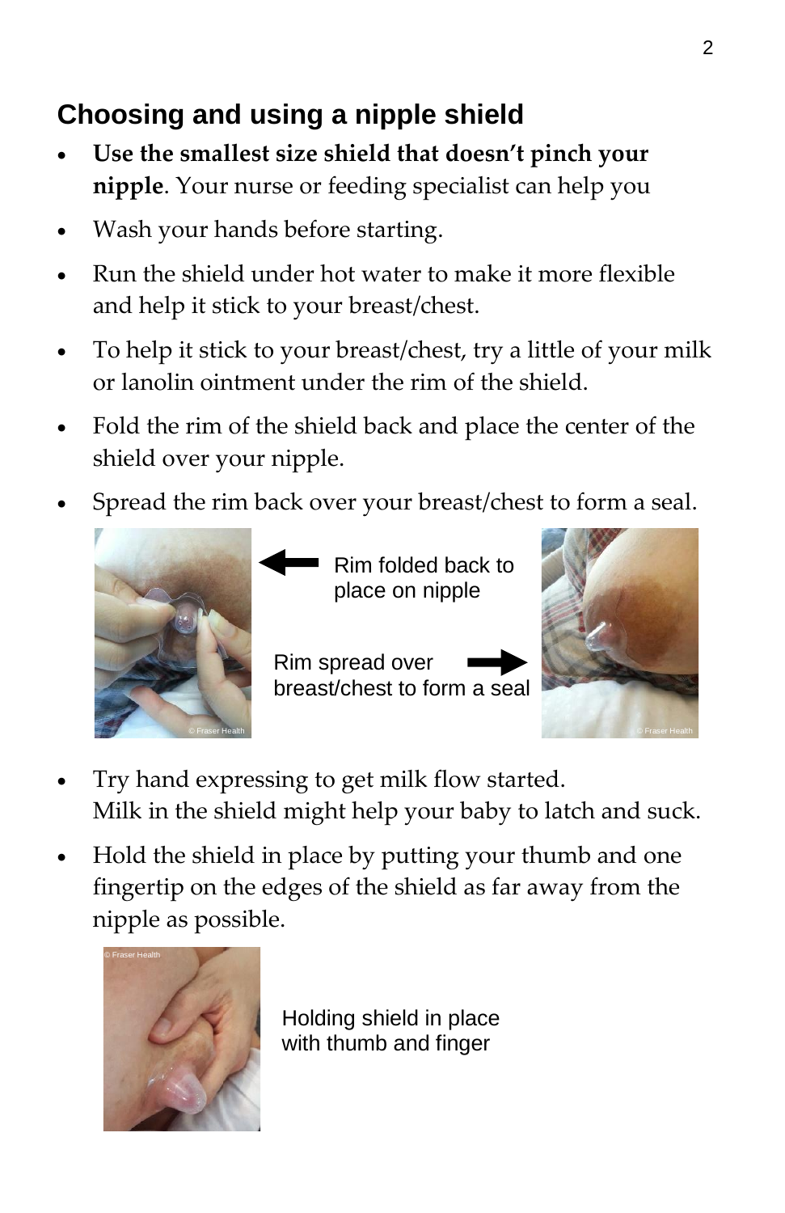## Choosing and using a nipple shield

- **Use the smallest size shield that doesn't pinch your nipple**. Your nurse or feeding specialist can help you
- Wash your hands before starting.
- Run the shield under hot water to make it more flexible and help it stick to your breast/chest.
- To help it stick to your breast/chest, try a little of your milk or lanolin ointment under the rim of the shield.
- Fold the rim of the shield back and place the center of the shield over your nipple.
- Spread the rim back over your breast/chest to form a seal.

Rim folded back to place on nipple

Rim spread over breast/chest to form a seal

- Try hand expressing to get milk flow started. Milk in the shield might help your baby to latch and suck.
- Hold the shield in place by putting your thumb and one fingertip on the edges of the shield as far away from the nipple as possible.

Holding shield in place with thumb and finger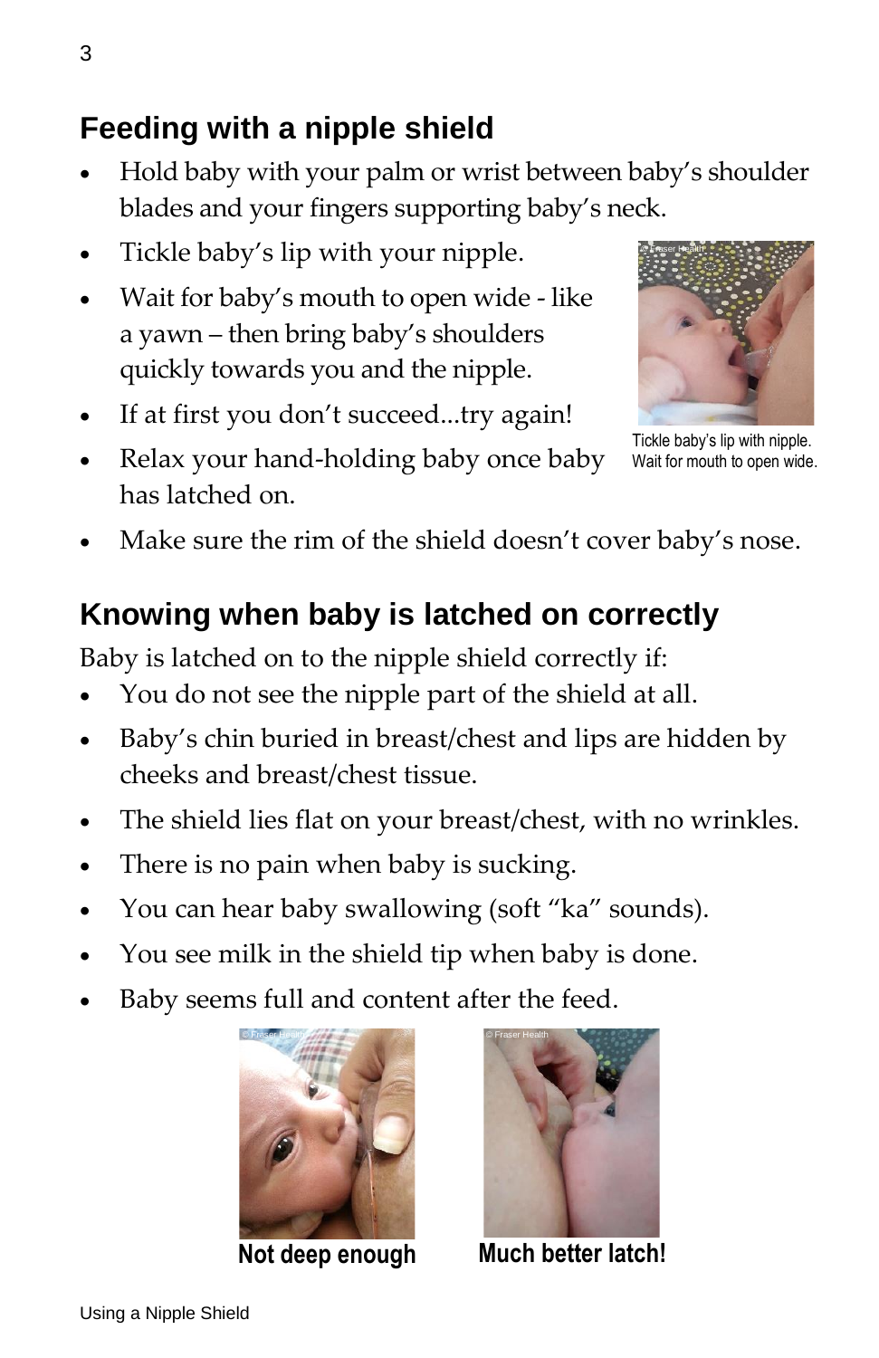## Feeding with a nipple shield

- Hold baby with your palm or wrist between baby's shoulder blades and your fingers supporting baby's neck.
- Tickle baby's lip with your nipple.
- Wait for baby's mouth to open wide - like a yawn – then bring baby's shoulders quickly towards you and the nipple.
- If at first you don't succeed...try again!
- Relax your hand-holding baby once baby has latched on.
- Make sure the rim of the shield doesn't cover baby's nose.

Tickle baby's lip with nipple. Wait for mouth to open wide.

## Knowing when baby is latched on correctly

Baby is latched on to the nipple shield correctly if:

- You do not see the nipple part of the shield at all.
- Baby's chin buried in breast/chest and lips are hidden by cheeks and breast/chest tissue.
- The shield lies flat on your breast/chest, with no wrinkles.
- There is no pain when baby is sucking.
- You can hear baby swallowing (soft "ka" sounds).
- You see milk in the shield tip when baby is done.
- Baby seems full and content after the feed.

**Not deep enough**

**Much better latch!**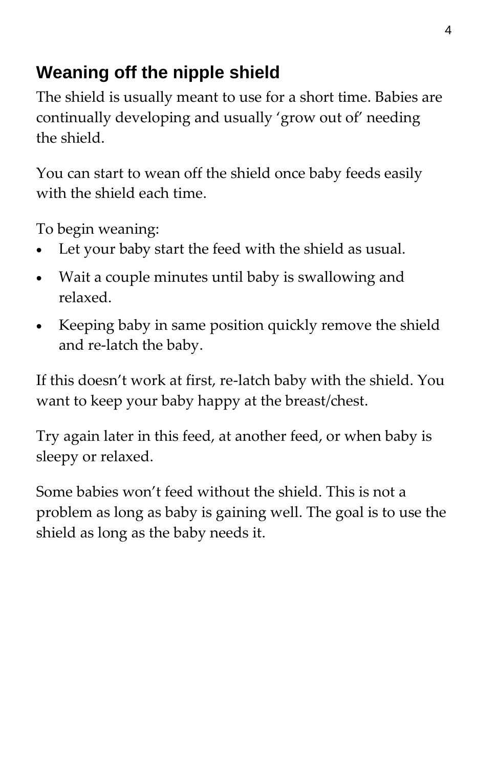## Weaning off the nipple shield

The shield is usually meant to use for a short time. Babies are continually developing and usually 'grow out of' needing the shield.

You can start to wean off the shield once baby feeds easily with the shield each time.

To begin weaning:

- Let your baby start the feed with the shield as usual.
- Wait a couple minutes until baby is swallowing and relaxed.
- Keeping baby in same position quickly remove the shield and re-latch the baby.

If this doesn't work at first, re-latch baby with the shield. You want to keep your baby happy at the breast/chest.

Try again later in this feed, at another feed, or when baby is sleepy or relaxed.

Some babies won't feed without the shield. This is not a problem as long as baby is gaining well. The goal is to use the shield as long as the baby needs it.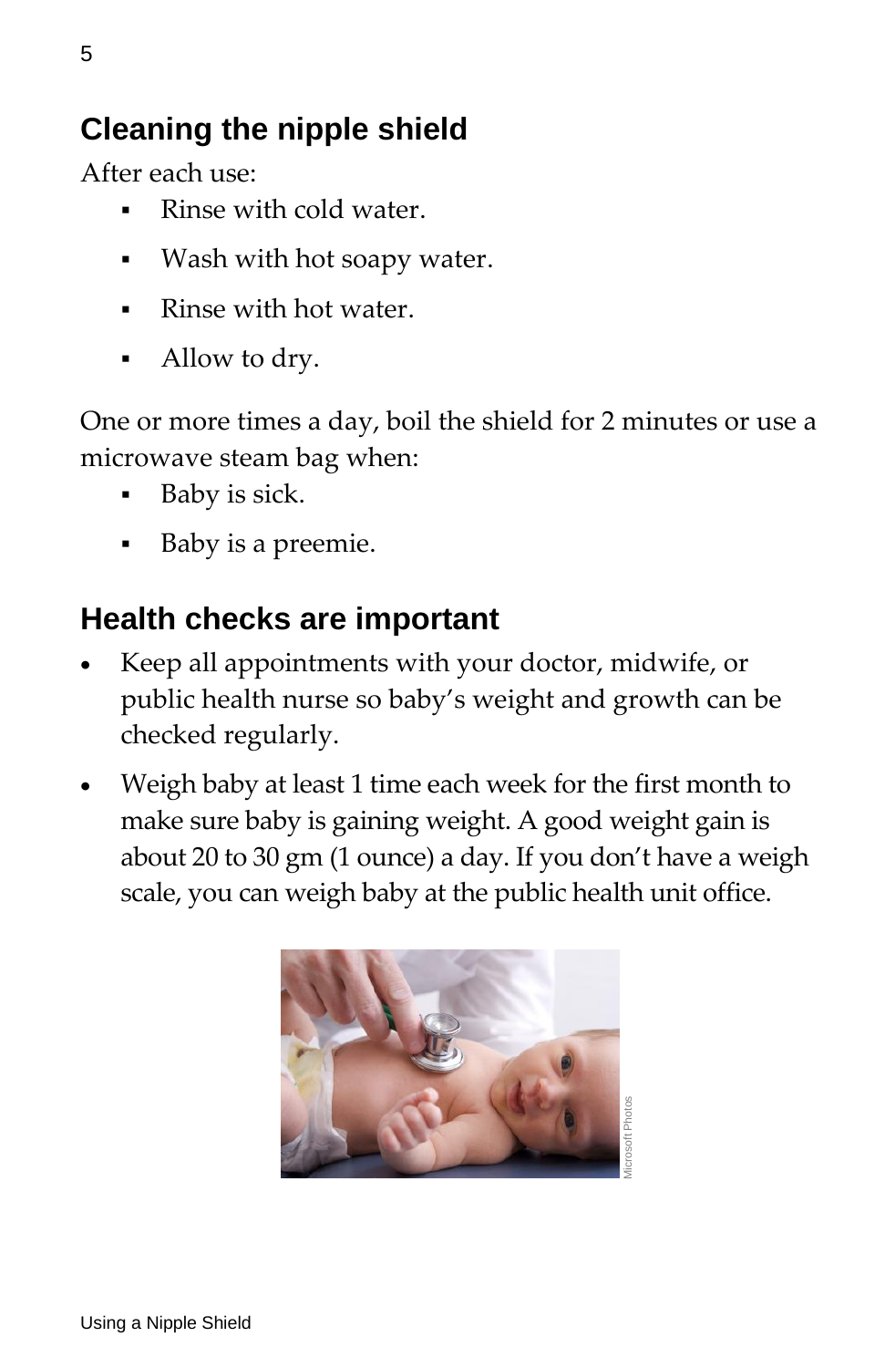## Cleaning the nipple shield

After each use:

- Rinse with cold water.
- Wash with hot soapy water.
- Rinse with hot water.
- Allow to dry.

One or more times a day, boil the shield for 2 minutes or use a microwave steam bag when:

- Baby is sick.
- Baby is a preemie.

## Health checks are important

- Keep all appointments with your doctor, midwife, or public health nurse so baby's weight and growth can be checked regularly.
- Weigh baby at least 1 time each week for the first month to make sure baby is gaining weight. A good weight gain is about 20 to 30 gm (1 ounce) a day. If you don't have a weigh scale, you can weigh baby at the public health unit office.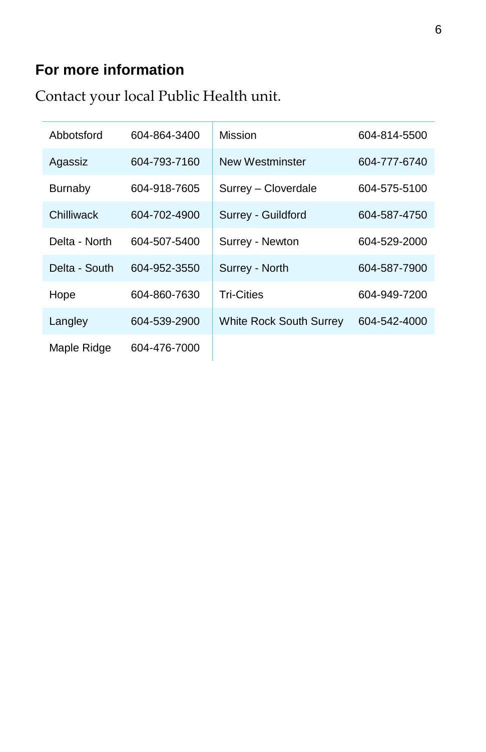## For more information

Contact your local Public Health unit.

| | | | |
|---|---|---|---|
| Abbotsford | 604-864-3400 | Mission | 604-814-5500 |
| Agassiz | 604-793-7160 | New Westminster | 604-777-6740 |
| Burnaby | 604-918-7605 | Surrey – Cloverdale | 604-575-5100 |
| Chilliwack | 604-702-4900 | Surrey - Guildford | 604-587-4750 |
| Delta - North | 604-507-5400 | Surrey - Newton | 604-529-2000 |
| Delta - South | 604-952-3550 | Surrey - North | 604-587-7900 |
| Hope | 604-860-7630 | Tri-Cities | 604-949-7200 |
| Langley | 604-539-2900 | White Rock South Surrey | 604-542-4000 |
| Maple Ridge | 604-476-7000 | | |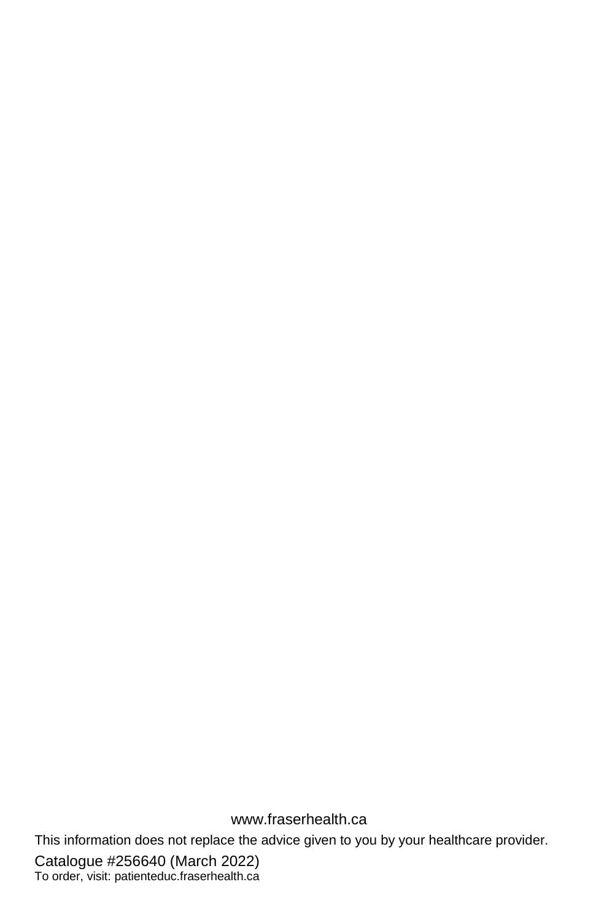www.fraserhealth.ca

This information does not replace the advice given to you by your healthcare provider.

Catalogue #256640 (March 2022)
To order, visit: patienteduc.fraserhealth.ca